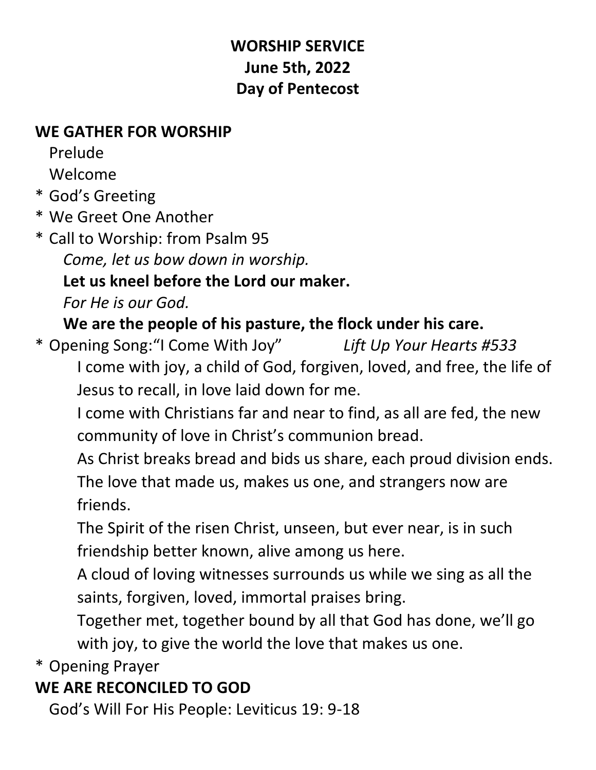**WORSHIP SERVICE**
**June 5th, 2022**
**Day of Pentecost**

**WE GATHER FOR WORSHIP**

Prelude

Welcome

\* God's Greeting

\* We Greet One Another

\* Call to Worship: from Psalm 95

*Come, let us bow down in worship.*

**Let us kneel before the Lord our maker.**

*For He is our God.*

**We are the people of his pasture, the flock under his care.**

\* Opening Song:"I Come With Joy" *Lift Up Your Hearts #533*

I come with joy, a child of God, forgiven, loved, and free, the life of Jesus to recall, in love laid down for me.

I come with Christians far and near to find, as all are fed, the new community of love in Christ's communion bread.

As Christ breaks bread and bids us share, each proud division ends. The love that made us, makes us one, and strangers now are friends.

The Spirit of the risen Christ, unseen, but ever near, is in such friendship better known, alive among us here.

A cloud of loving witnesses surrounds us while we sing as all the saints, forgiven, loved, immortal praises bring.

Together met, together bound by all that God has done, we'll go with joy, to give the world the love that makes us one.

\* Opening Prayer

**WE ARE RECONCILED TO GOD**

God's Will For His People: Leviticus 19: 9-18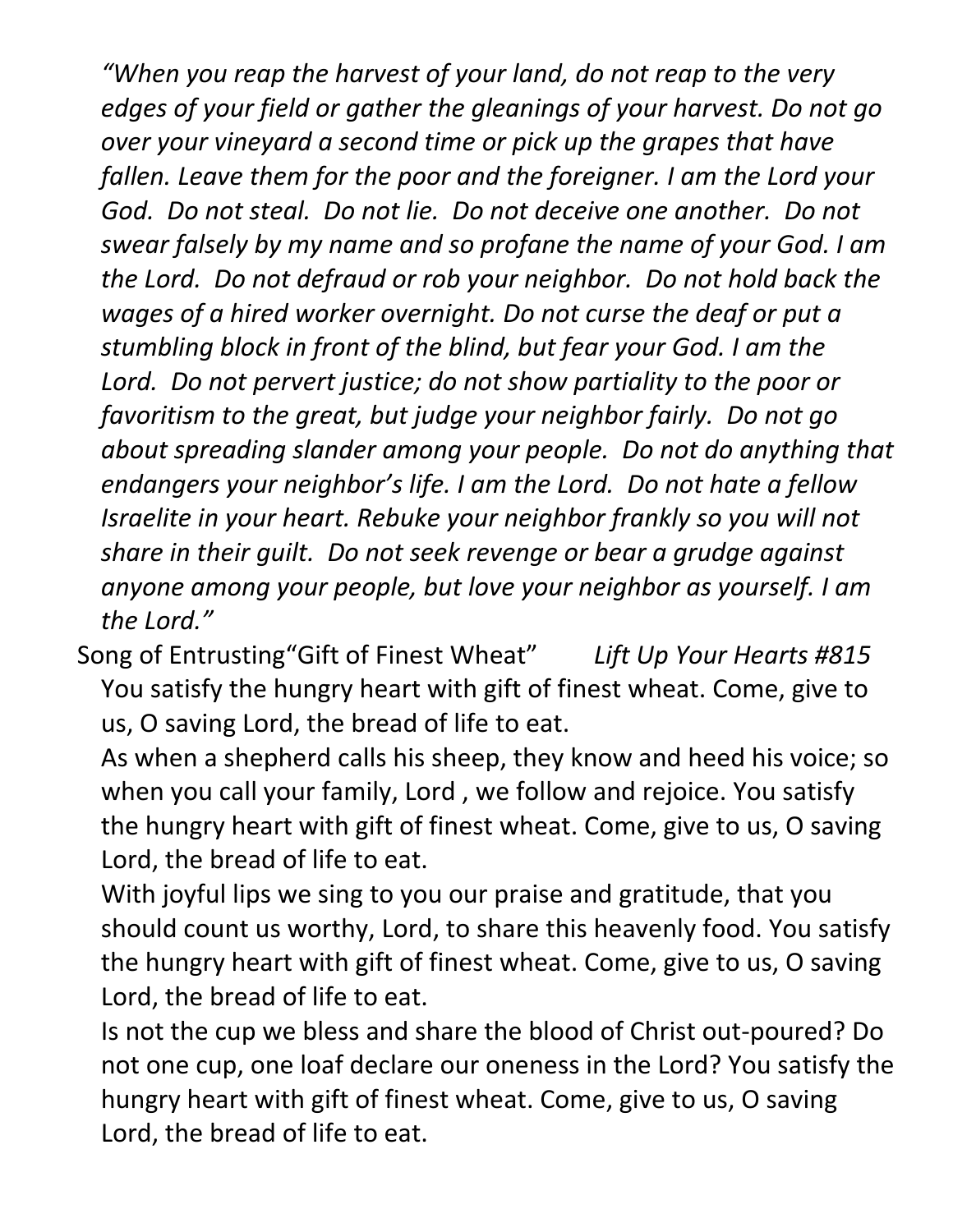*"When you reap the harvest of your land, do not reap to the very edges of your field or gather the gleanings of your harvest. Do not go over your vineyard a second time or pick up the grapes that have fallen. Leave them for the poor and the foreigner. I am the Lord your God. Do not steal. Do not lie. Do not deceive one another. Do not swear falsely by my name and so profane the name of your God. I am the Lord. Do not defraud or rob your neighbor. Do not hold back the wages of a hired worker overnight. Do not curse the deaf or put a stumbling block in front of the blind, but fear your God. I am the Lord. Do not pervert justice; do not show partiality to the poor or favoritism to the great, but judge your neighbor fairly. Do not go about spreading slander among your people. Do not do anything that endangers your neighbor's life. I am the Lord. Do not hate a fellow Israelite in your heart. Rebuke your neighbor frankly so you will not share in their guilt. Do not seek revenge or bear a grudge against anyone among your people, but love your neighbor as yourself. I am the Lord."*

Song of Entrusting "Gift of Finest Wheat" *Lift Up Your Hearts #815*

You satisfy the hungry heart with gift of finest wheat. Come, give to us, O saving Lord, the bread of life to eat.

As when a shepherd calls his sheep, they know and heed his voice; so when you call your family, Lord , we follow and rejoice. You satisfy the hungry heart with gift of finest wheat. Come, give to us, O saving Lord, the bread of life to eat.

With joyful lips we sing to you our praise and gratitude, that you should count us worthy, Lord, to share this heavenly food. You satisfy the hungry heart with gift of finest wheat. Come, give to us, O saving Lord, the bread of life to eat.

Is not the cup we bless and share the blood of Christ out-poured? Do not one cup, one loaf declare our oneness in the Lord? You satisfy the hungry heart with gift of finest wheat. Come, give to us, O saving Lord, the bread of life to eat.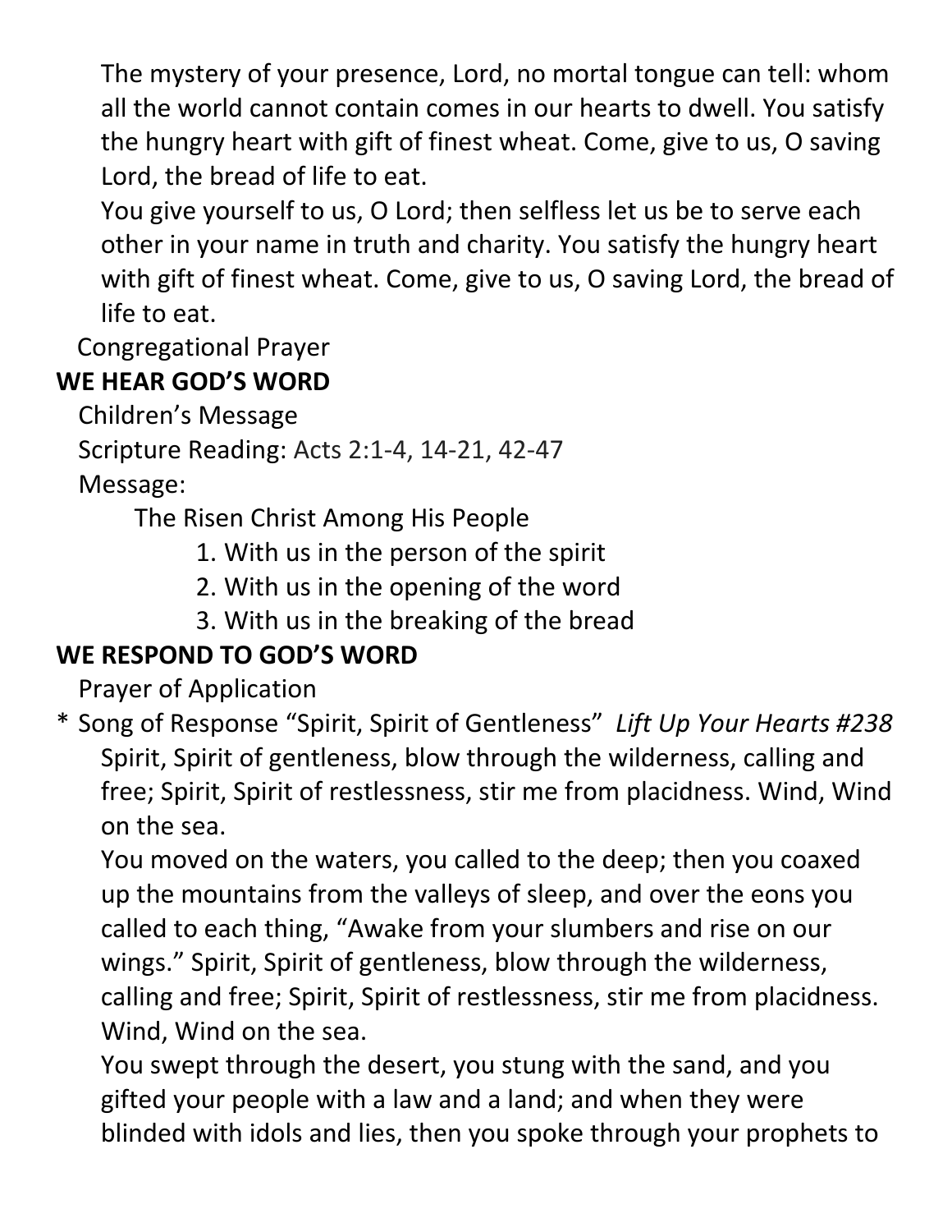The mystery of your presence, Lord, no mortal tongue can tell: whom all the world cannot contain comes in our hearts to dwell. You satisfy the hungry heart with gift of finest wheat. Come, give to us, O saving Lord, the bread of life to eat.

You give yourself to us, O Lord; then selfless let us be to serve each other in your name in truth and charity. You satisfy the hungry heart with gift of finest wheat. Come, give to us, O saving Lord, the bread of life to eat.

Congregational Prayer

**WE HEAR GOD'S WORD**

Children's Message

Scripture Reading: Acts 2:1-4, 14-21, 42-47

Message:

The Risen Christ Among His People

1. With us in the person of the spirit
2. With us in the opening of the word
3. With us in the breaking of the bread

**WE RESPOND TO GOD'S WORD**

Prayer of Application

* Song of Response "Spirit, Spirit of Gentleness" *Lift Up Your Hearts #238*

Spirit, Spirit of gentleness, blow through the wilderness, calling and free; Spirit, Spirit of restlessness, stir me from placidness. Wind, Wind on the sea.

You moved on the waters, you called to the deep; then you coaxed up the mountains from the valleys of sleep, and over the eons you called to each thing, "Awake from your slumbers and rise on our wings." Spirit, Spirit of gentleness, blow through the wilderness, calling and free; Spirit, Spirit of restlessness, stir me from placidness. Wind, Wind on the sea.

You swept through the desert, you stung with the sand, and you gifted your people with a law and a land; and when they were blinded with idols and lies, then you spoke through your prophets to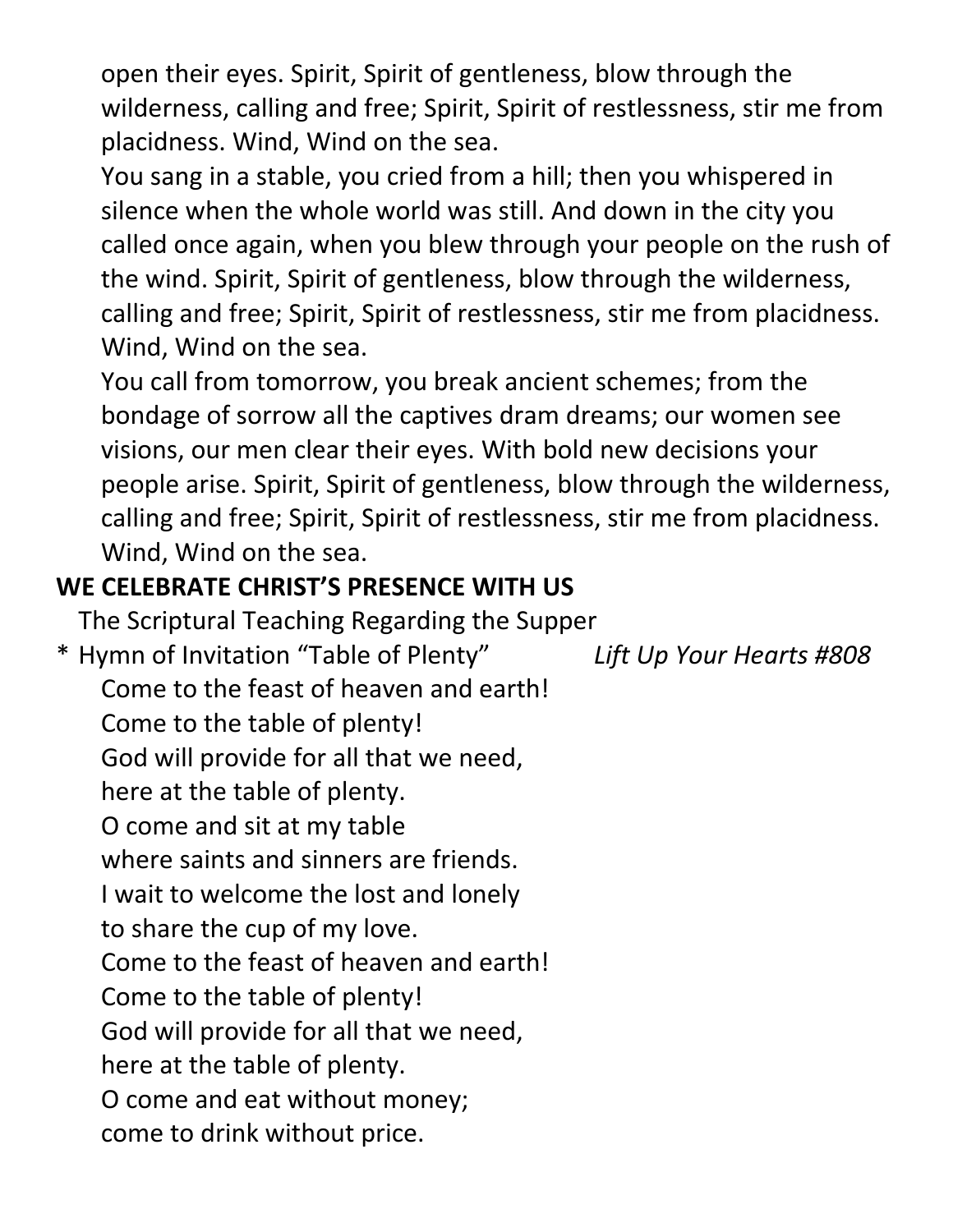open their eyes. Spirit, Spirit of gentleness, blow through the wilderness, calling and free; Spirit, Spirit of restlessness, stir me from placidness. Wind, Wind on the sea.

You sang in a stable, you cried from a hill; then you whispered in silence when the whole world was still. And down in the city you called once again, when you blew through your people on the rush of the wind. Spirit, Spirit of gentleness, blow through the wilderness, calling and free; Spirit, Spirit of restlessness, stir me from placidness. Wind, Wind on the sea.

You call from tomorrow, you break ancient schemes; from the bondage of sorrow all the captives dram dreams; our women see visions, our men clear their eyes. With bold new decisions your people arise. Spirit, Spirit of gentleness, blow through the wilderness, calling and free; Spirit, Spirit of restlessness, stir me from placidness. Wind, Wind on the sea.

**WE CELEBRATE CHRIST'S PRESENCE WITH US**

The Scriptural Teaching Regarding the Supper

\* Hymn of Invitation "Table of Plenty" *Lift Up Your Hearts #808*

Come to the feast of heaven and earth!
Come to the table of plenty!
God will provide for all that we need,
here at the table of plenty.
O come and sit at my table
where saints and sinners are friends.
I wait to welcome the lost and lonely
to share the cup of my love.
Come to the feast of heaven and earth!
Come to the table of plenty!
God will provide for all that we need,
here at the table of plenty.
O come and eat without money;
come to drink without price.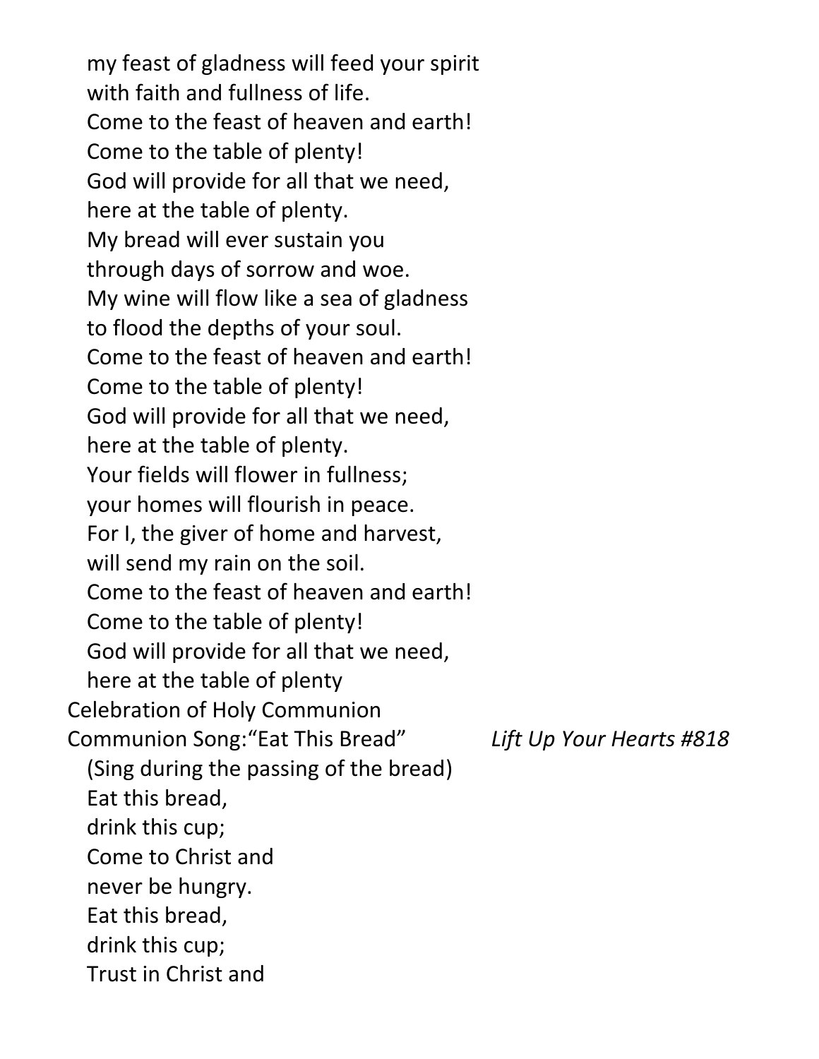my feast of gladness will feed your spirit
with faith and fullness of life.
Come to the feast of heaven and earth!
Come to the table of plenty!
God will provide for all that we need,
here at the table of plenty.
My bread will ever sustain you
through days of sorrow and woe.
My wine will flow like a sea of gladness
to flood the depths of your soul.
Come to the feast of heaven and earth!
Come to the table of plenty!
God will provide for all that we need,
here at the table of plenty.
Your fields will flower in fullness;
your homes will flourish in peace.
For I, the giver of home and harvest,
will send my rain on the soil.
Come to the feast of heaven and earth!
Come to the table of plenty!
God will provide for all that we need,
here at the table of plenty

Celebration of Holy Communion

Communion Song:"Eat This Bread" *Lift Up Your Hearts #818*

(Sing during the passing of the bread)
Eat this bread,
drink this cup;
Come to Christ and
never be hungry.
Eat this bread,
drink this cup;
Trust in Christ and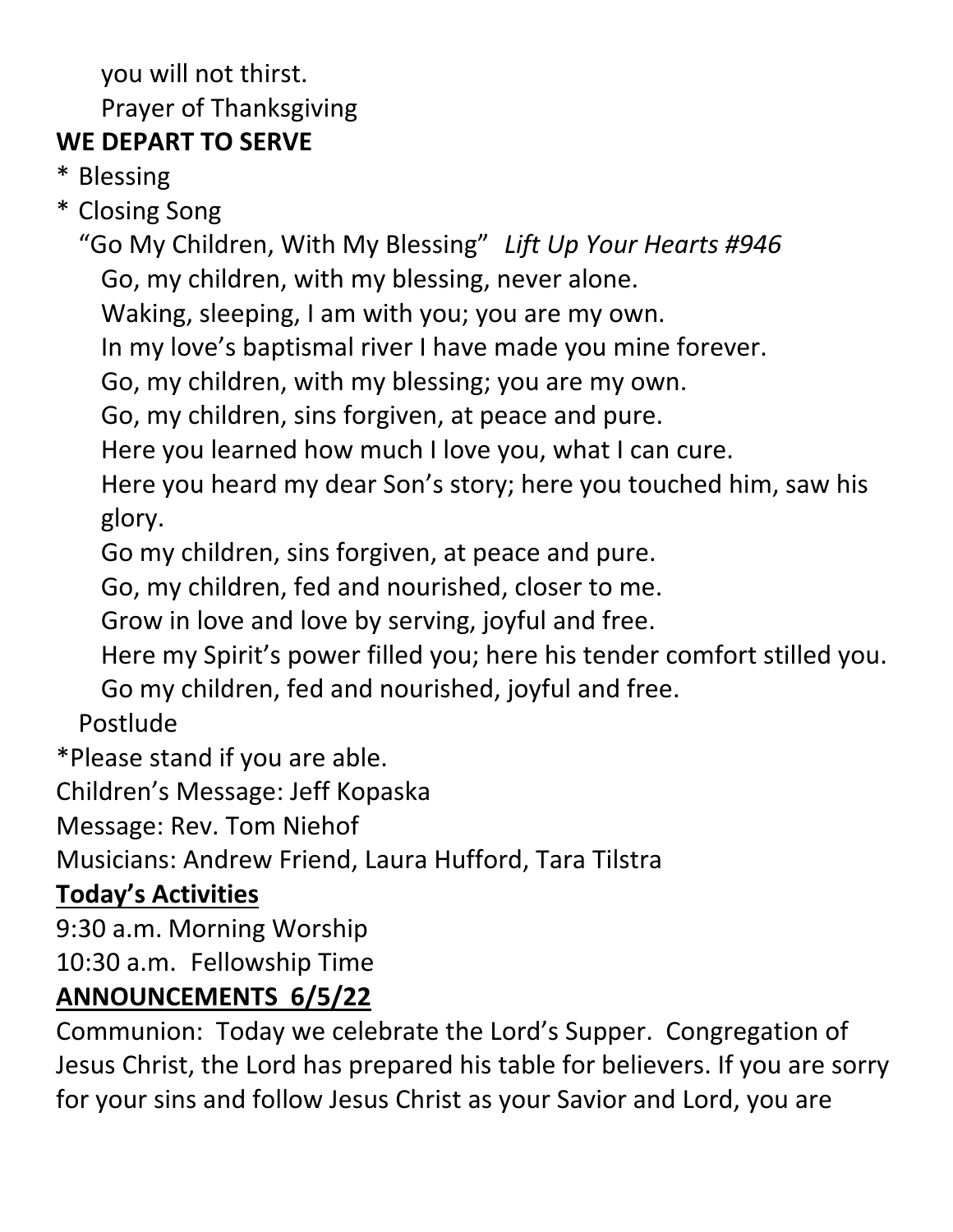you will not thirst.

Prayer of Thanksgiving

**WE DEPART TO SERVE**

* Blessing
* Closing Song

"Go My Children, With My Blessing" *Lift Up Your Hearts #946*

Go, my children, with my blessing, never alone.
Waking, sleeping, I am with you; you are my own.
In my love's baptismal river I have made you mine forever.
Go, my children, with my blessing; you are my own.
Go, my children, sins forgiven, at peace and pure.
Here you learned how much I love you, what I can cure.
Here you heard my dear Son's story; here you touched him, saw his glory.
Go my children, sins forgiven, at peace and pure.
Go, my children, fed and nourished, closer to me.
Grow in love and love by serving, joyful and free.
Here my Spirit's power filled you; here his tender comfort stilled you.
Go my children, fed and nourished, joyful and free.

Postlude

*Please stand if you are able.

Children's Message: Jeff Kopaska

Message: Rev. Tom Niehof

Musicians: Andrew Friend, Laura Hufford, Tara Tilstra

**<u>Today's Activities</u>**

9:30 a.m. Morning Worship

10:30 a.m. Fellowship Time

**<u>ANNOUNCEMENTS 6/5/22</u>**

Communion: Today we celebrate the Lord's Supper. Congregation of Jesus Christ, the Lord has prepared his table for believers. If you are sorry for your sins and follow Jesus Christ as your Savior and Lord, you are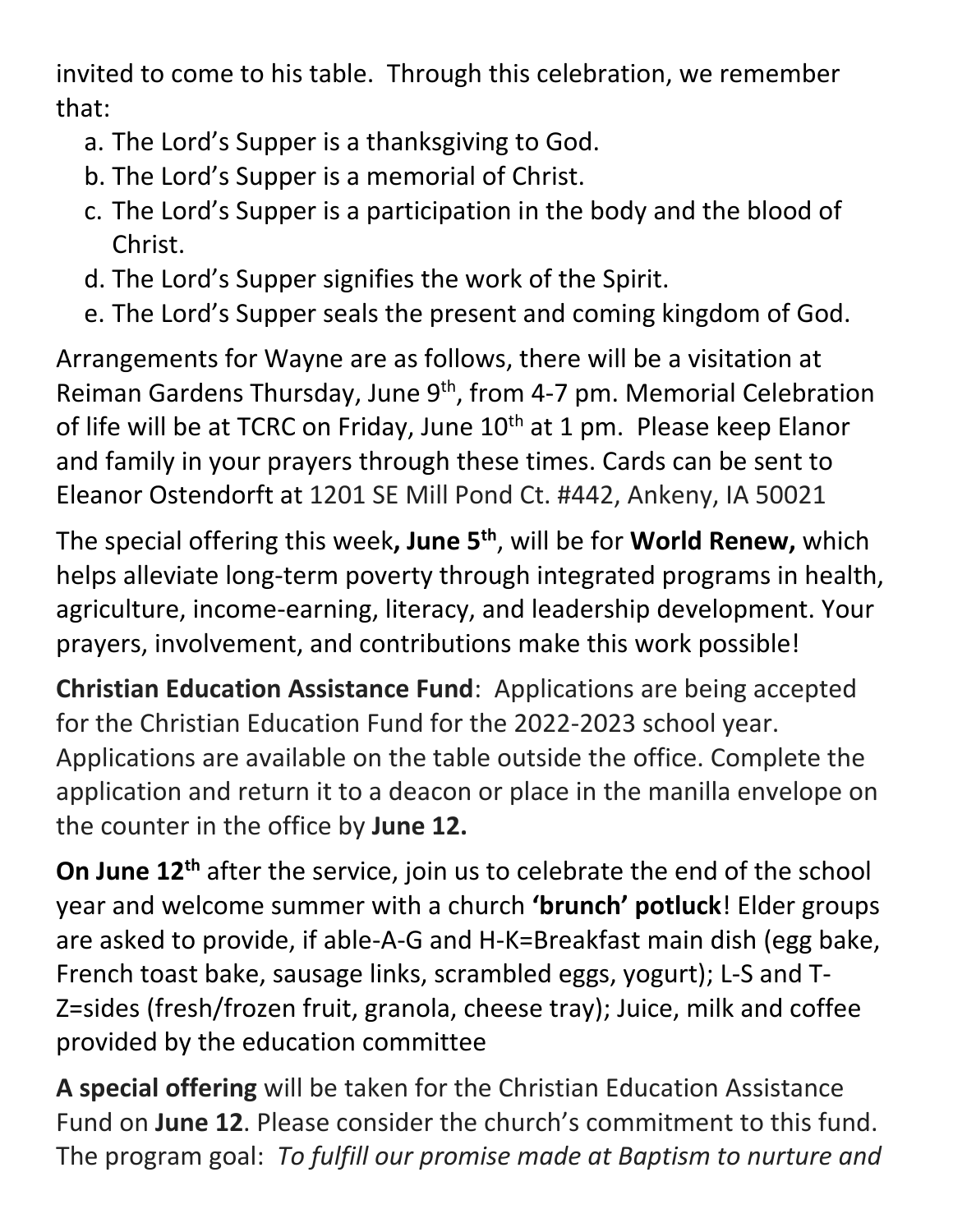invited to come to his table. Through this celebration, we remember that:

a. The Lord's Supper is a thanksgiving to God.
b. The Lord's Supper is a memorial of Christ.
c. The Lord's Supper is a participation in the body and the blood of Christ.
d. The Lord's Supper signifies the work of the Spirit.
e. The Lord's Supper seals the present and coming kingdom of God.

Arrangements for Wayne are as follows, there will be a visitation at Reiman Gardens Thursday, June 9th, from 4-7 pm. Memorial Celebration of life will be at TCRC on Friday, June 10th at 1 pm. Please keep Elanor and family in your prayers through these times. Cards can be sent to Eleanor Ostendorft at 1201 SE Mill Pond Ct. #442, Ankeny, IA 50021

The special offering this week**, June 5th**, will be for **World Renew,** which helps alleviate long-term poverty through integrated programs in health, agriculture, income-earning, literacy, and leadership development. Your prayers, involvement, and contributions make this work possible!

**Christian Education Assistance Fund**: Applications are being accepted for the Christian Education Fund for the 2022-2023 school year. Applications are available on the table outside the office. Complete the application and return it to a deacon or place in the manilla envelope on the counter in the office by **June 12.**

**On June 12th** after the service, join us to celebrate the end of the school year and welcome summer with a church **'brunch' potluck**! Elder groups are asked to provide, if able-A-G and H-K=Breakfast main dish (egg bake, French toast bake, sausage links, scrambled eggs, yogurt); L-S and T-Z=sides (fresh/frozen fruit, granola, cheese tray); Juice, milk and coffee provided by the education committee

**A special offering** will be taken for the Christian Education Assistance Fund on **June 12**. Please consider the church's commitment to this fund. The program goal: *To fulfill our promise made at Baptism to nurture and*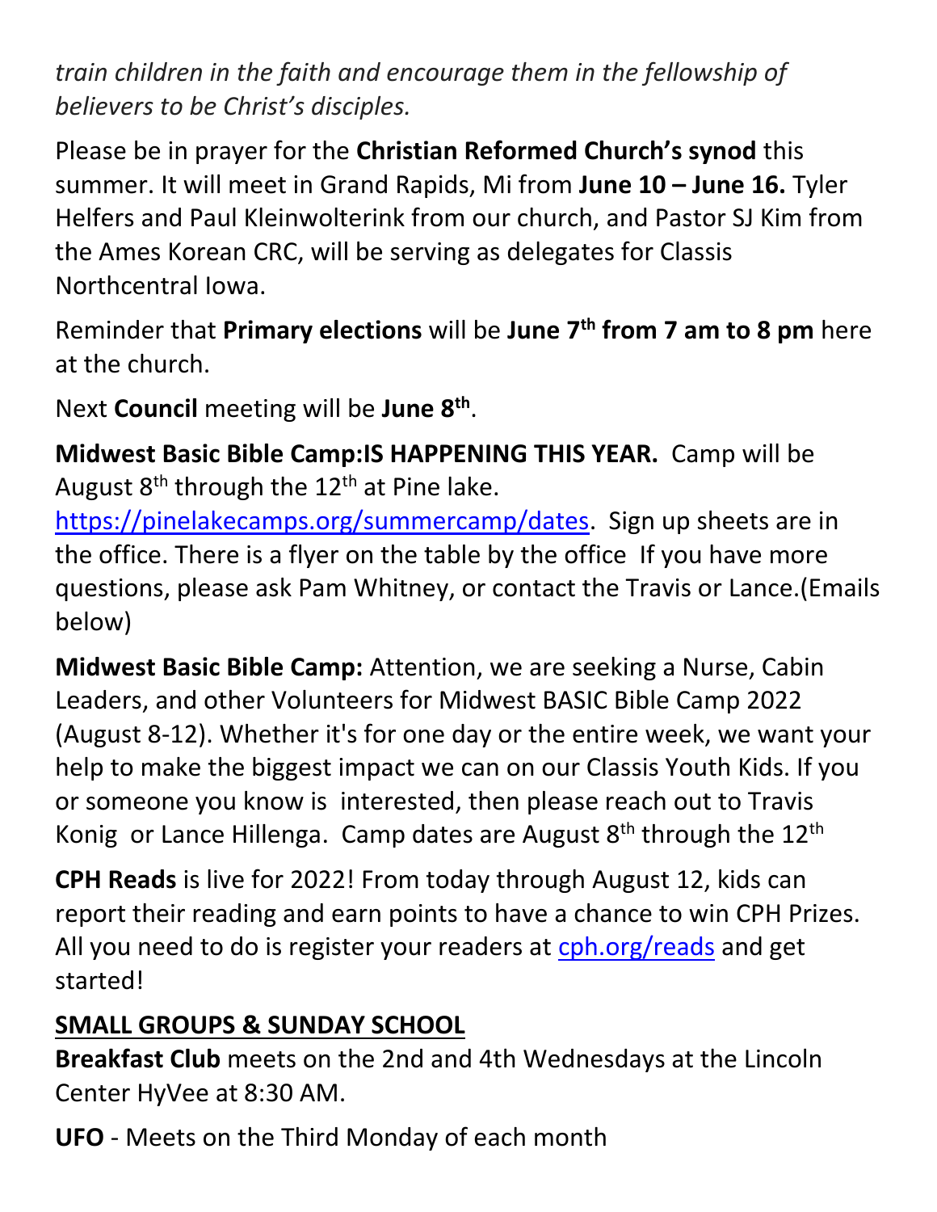*train children in the faith and encourage them in the fellowship of believers to be Christ's disciples.*

Please be in prayer for the **Christian Reformed Church's synod** this summer. It will meet in Grand Rapids, Mi from **June 10 – June 16.** Tyler Helfers and Paul Kleinwolterink from our church, and Pastor SJ Kim from the Ames Korean CRC, will be serving as delegates for Classis Northcentral Iowa.

Reminder that **Primary elections** will be **June 7th from 7 am to 8 pm** here at the church.

Next **Council** meeting will be **June 8th**.

**Midwest Basic Bible Camp:IS HAPPENING THIS YEAR.** Camp will be August 8th through the 12th at Pine lake. https://pinelakecamps.org/summercamp/dates. Sign up sheets are in the office. There is a flyer on the table by the office If you have more questions, please ask Pam Whitney, or contact the Travis or Lance.(Emails below)

**Midwest Basic Bible Camp:** Attention, we are seeking a Nurse, Cabin Leaders, and other Volunteers for Midwest BASIC Bible Camp 2022 (August 8-12). Whether it's for one day or the entire week, we want your help to make the biggest impact we can on our Classis Youth Kids. If you or someone you know is interested, then please reach out to Travis Konig or Lance Hillenga. Camp dates are August 8th through the 12th

**CPH Reads** is live for 2022! From today through August 12, kids can report their reading and earn points to have a chance to win CPH Prizes. All you need to do is register your readers at cph.org/reads and get started!

## SMALL GROUPS & SUNDAY SCHOOL

**Breakfast Club** meets on the 2nd and 4th Wednesdays at the Lincoln Center HyVee at 8:30 AM.

**UFO** - Meets on the Third Monday of each month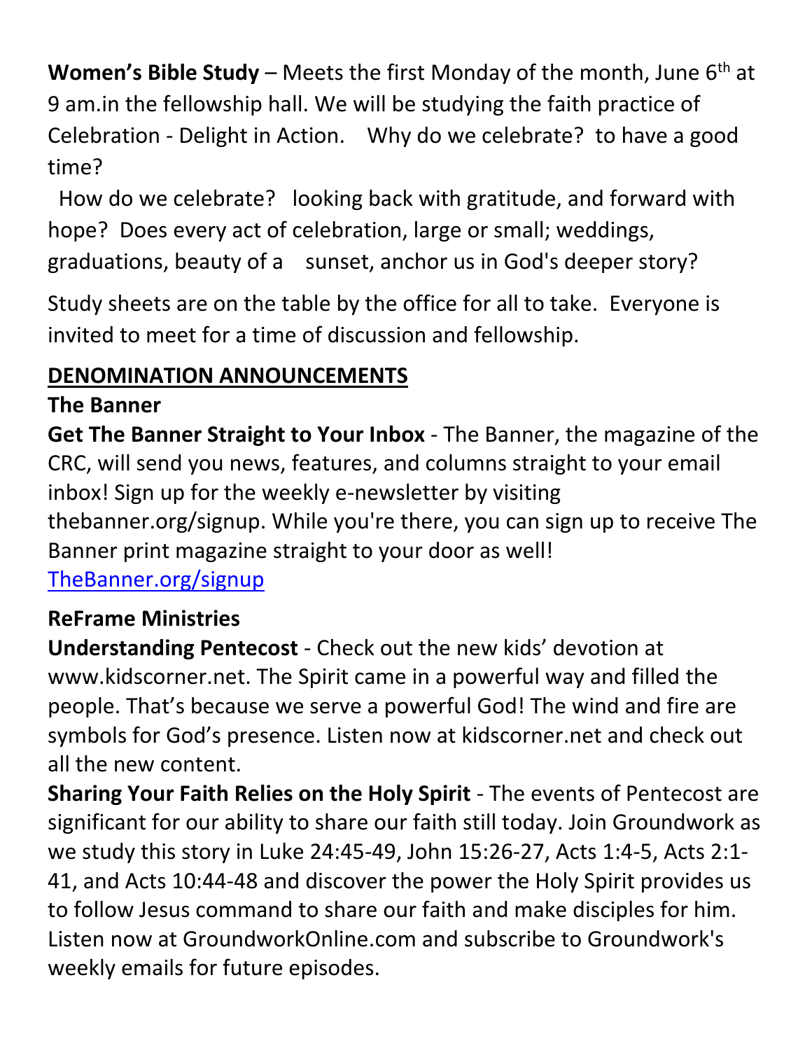**Women's Bible Study** – Meets the first Monday of the month, June 6th at 9 am.in the fellowship hall. We will be studying the faith practice of Celebration - Delight in Action. Why do we celebrate? to have a good time?

How do we celebrate? looking back with gratitude, and forward with hope? Does every act of celebration, large or small; weddings, graduations, beauty of a sunset, anchor us in God's deeper story?

Study sheets are on the table by the office for all to take. Everyone is invited to meet for a time of discussion and fellowship.

## DENOMINATION ANNOUNCEMENTS

### The Banner

**Get The Banner Straight to Your Inbox** - The Banner, the magazine of the CRC, will send you news, features, and columns straight to your email inbox! Sign up for the weekly e-newsletter by visiting thebanner.org/signup. While you're there, you can sign up to receive The Banner print magazine straight to your door as well!
[TheBanner.org/signup](TheBanner.org/signup)

### ReFrame Ministries

**Understanding Pentecost** - Check out the new kids' devotion at www.kidscorner.net. The Spirit came in a powerful way and filled the people. That's because we serve a powerful God! The wind and fire are symbols for God's presence. Listen now at kidscorner.net and check out all the new content.

**Sharing Your Faith Relies on the Holy Spirit** - The events of Pentecost are significant for our ability to share our faith still today. Join Groundwork as we study this story in Luke 24:45-49, John 15:26-27, Acts 1:4-5, Acts 2:1-41, and Acts 10:44-48 and discover the power the Holy Spirit provides us to follow Jesus command to share our faith and make disciples for him. Listen now at GroundworkOnline.com and subscribe to Groundwork's weekly emails for future episodes.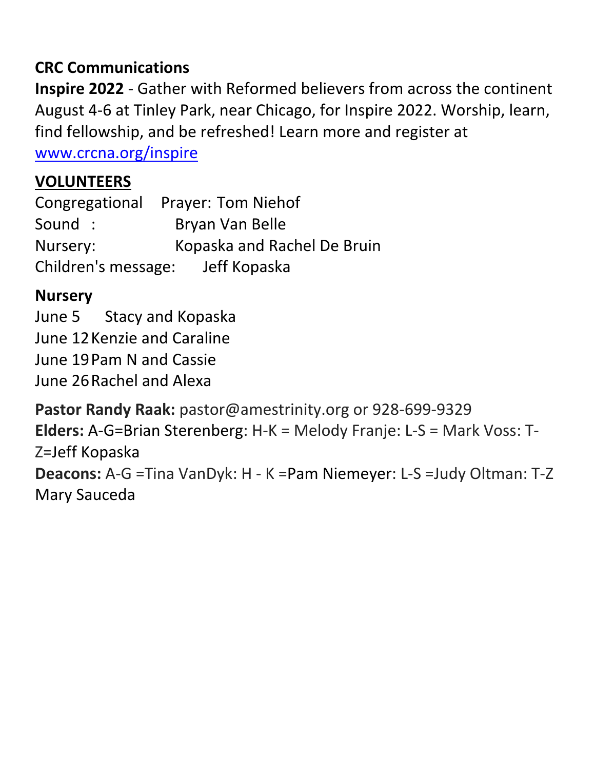**CRC Communications**

**Inspire 2022** - Gather with Reformed believers from across the continent August 4-6 at Tinley Park, near Chicago, for Inspire 2022. Worship, learn, find fellowship, and be refreshed! Learn more and register at www.crcna.org/inspire

**VOLUNTEERS**

Congregational Prayer: Tom Niehof
Sound : Bryan Van Belle
Nursery: Kopaska and Rachel De Bruin
Children's message: Jeff Kopaska

**Nursery**

June 5 Stacy and Kopaska
June 12 Kenzie and Caraline
June 19 Pam N and Cassie
June 26 Rachel and Alexa

**Pastor Randy Raak:** pastor@amestrinity.org or 928-699-9329
**Elders:** A-G=Brian Sterenberg: H-K = Melody Franje: L-S = Mark Voss: T-Z=Jeff Kopaska
**Deacons:** A-G =Tina VanDyk: H - K =Pam Niemeyer: L-S =Judy Oltman: T-Z Mary Sauceda